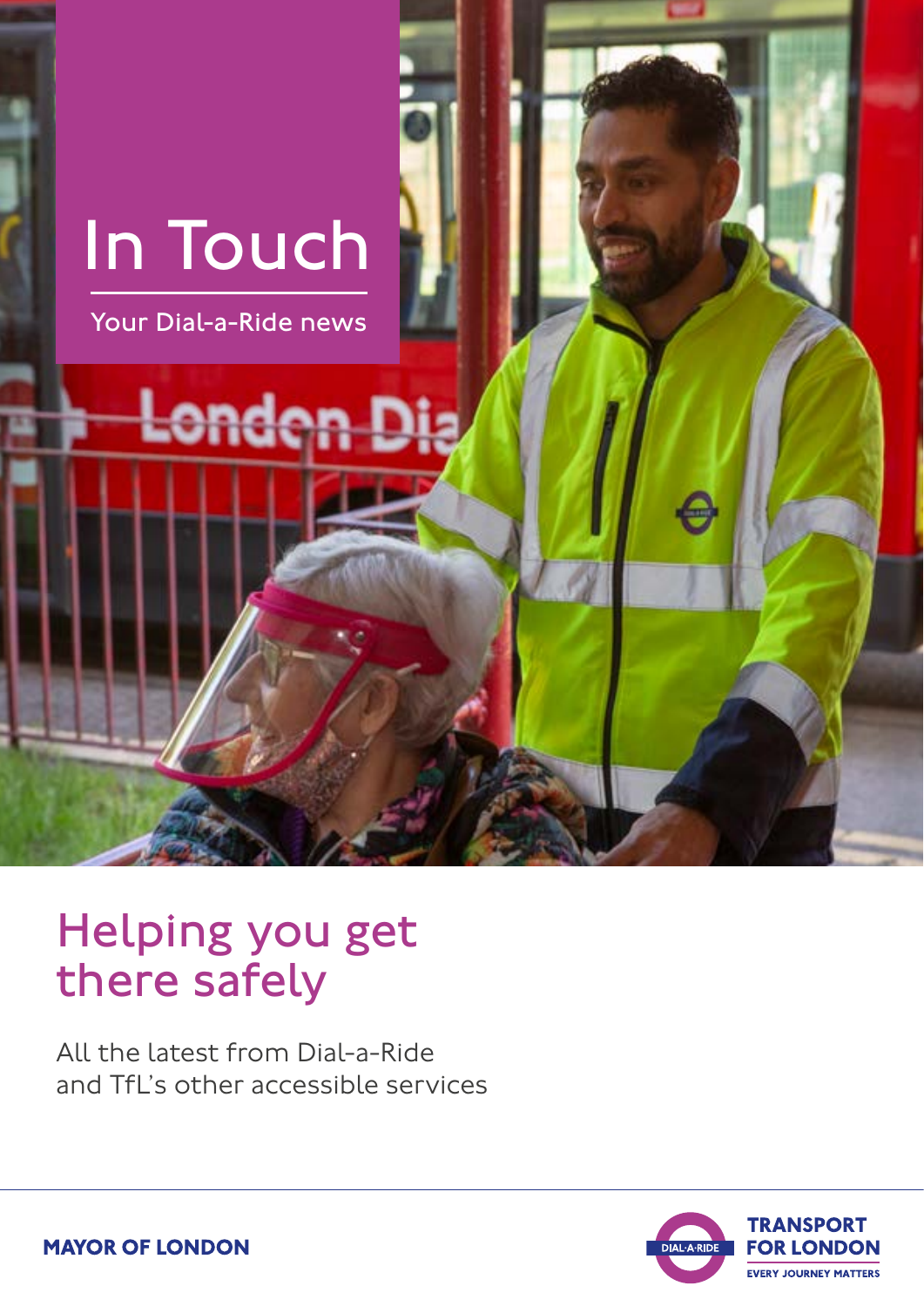# In Touch

Your Dial-a-Ride news

## Helping you get there safely

All the latest from Dial-a-Ride and TfL's other accessible services

MAYOR OF LONDON

DIAL-A-RIDE

TRANSPORT FOR LONDON

EVERY JOURNEY MATTERS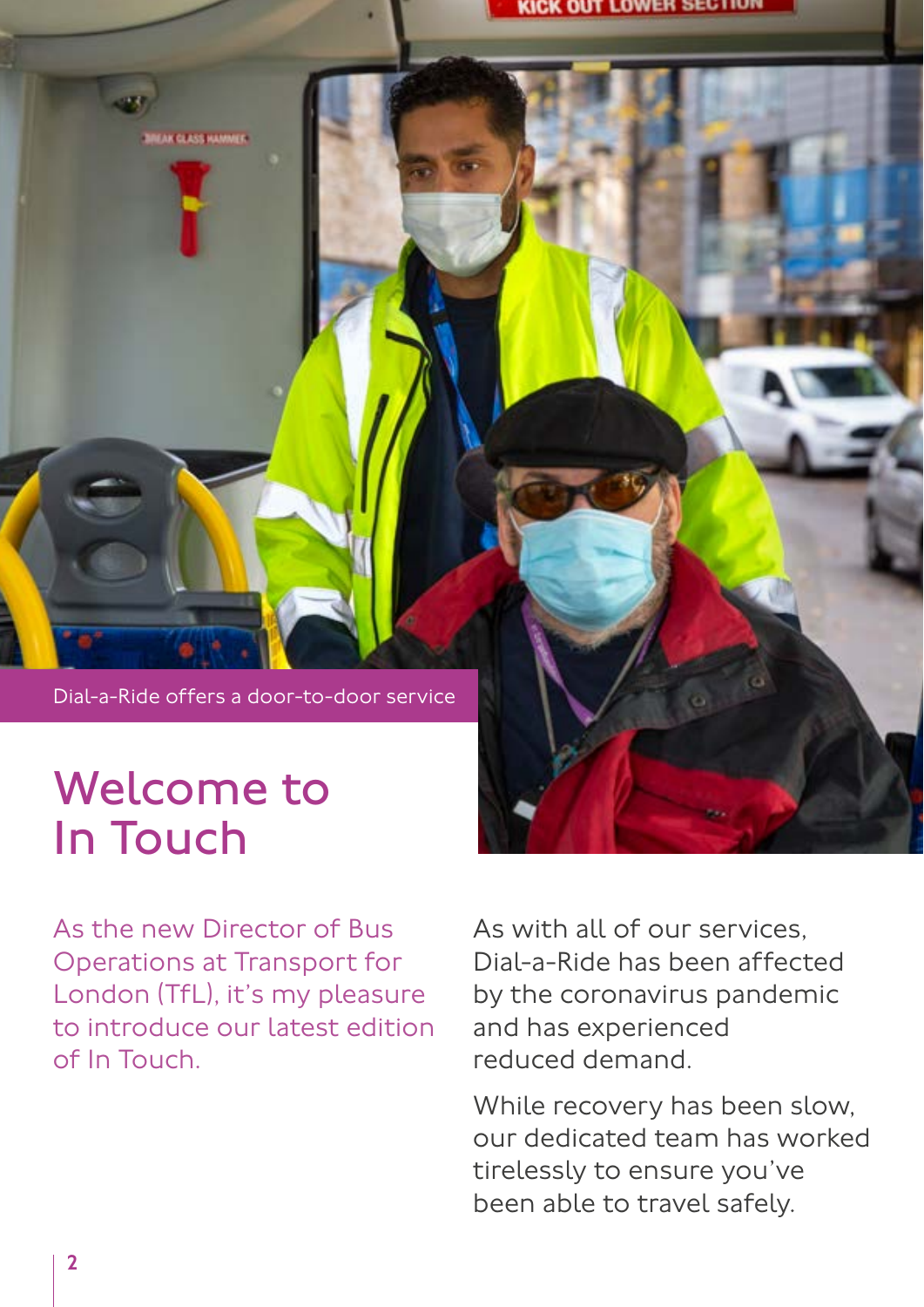Dial-a-Ride offers a door-to-door service

# Welcome to In Touch

As the new Director of Bus Operations at Transport for London (TfL), it's my pleasure to introduce our latest edition of In Touch.

As with all of our services, Dial-a-Ride has been affected by the coronavirus pandemic and has experienced reduced demand.

While recovery has been slow, our dedicated team has worked tirelessly to ensure you've been able to travel safely.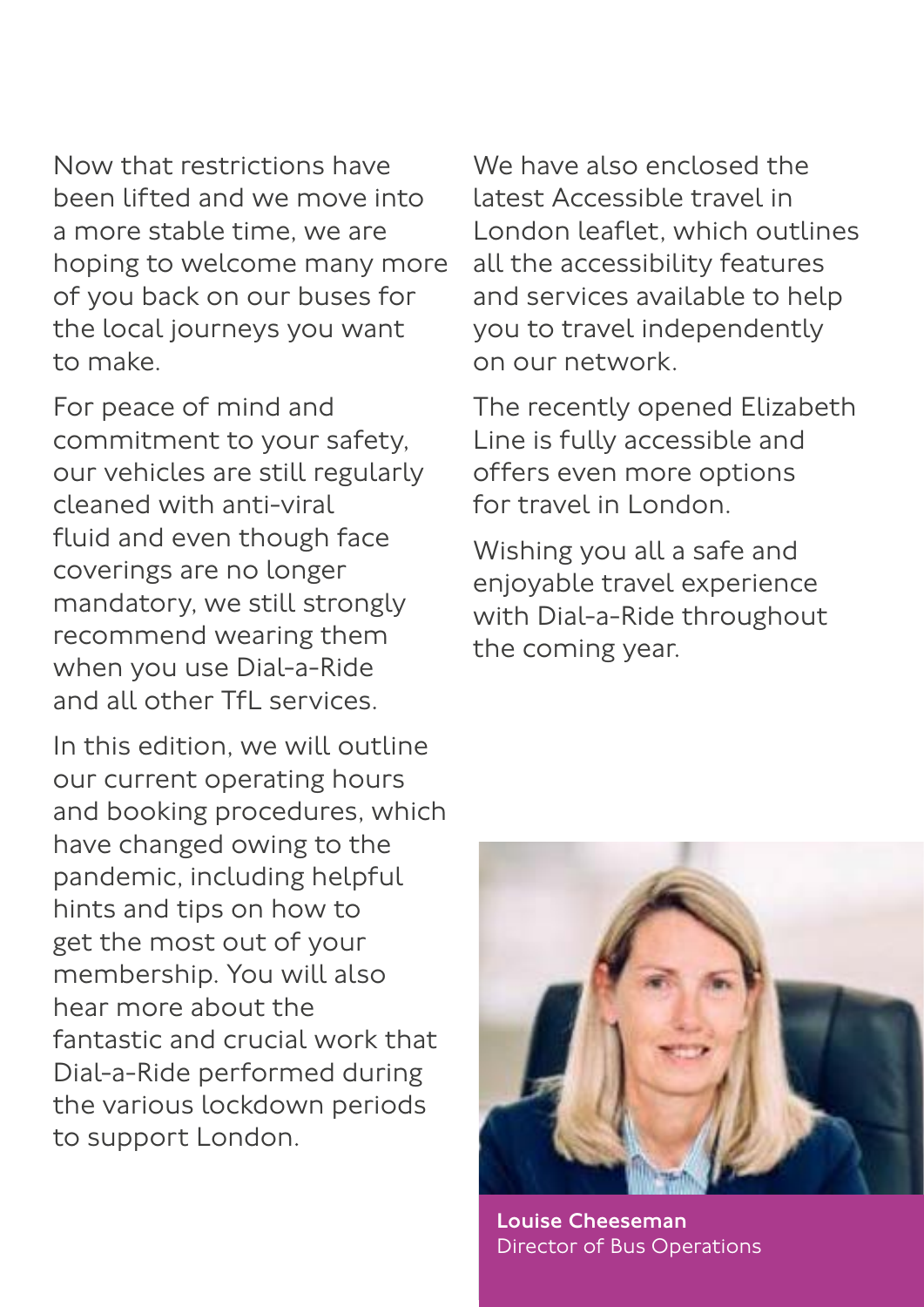Now that restrictions have been lifted and we move into a more stable time, we are hoping to welcome many more of you back on our buses for the local journeys you want to make.

For peace of mind and commitment to your safety, our vehicles are still regularly cleaned with anti-viral fluid and even though face coverings are no longer mandatory, we still strongly recommend wearing them when you use Dial-a-Ride and all other TfL services.

In this edition, we will outline our current operating hours and booking procedures, which have changed owing to the pandemic, including helpful hints and tips on how to get the most out of your membership. You will also hear more about the fantastic and crucial work that Dial-a-Ride performed during the various lockdown periods to support London.

We have also enclosed the latest Accessible travel in London leaflet, which outlines all the accessibility features and services available to help you to travel independently on our network.

The recently opened Elizabeth Line is fully accessible and offers even more options for travel in London.

Wishing you all a safe and enjoyable travel experience with Dial-a-Ride throughout the coming year.

**Louise Cheeseman**
Director of Bus Operations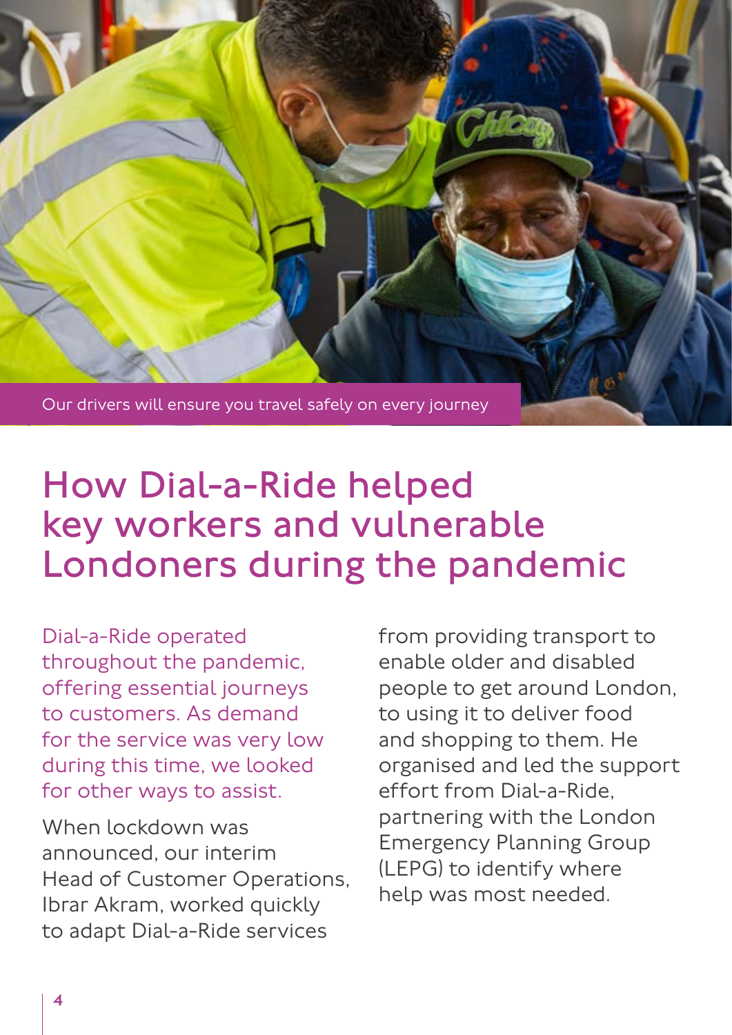Our drivers will ensure you travel safely on every journey

# How Dial-a-Ride helped key workers and vulnerable Londoners during the pandemic

Dial-a-Ride operated throughout the pandemic, offering essential journeys to customers. As demand for the service was very low during this time, we looked for other ways to assist.

When lockdown was announced, our interim Head of Customer Operations, Ibrar Akram, worked quickly to adapt Dial-a-Ride services from providing transport to enable older and disabled people to get around London, to using it to deliver food and shopping to them. He organised and led the support effort from Dial-a-Ride, partnering with the London Emergency Planning Group (LEPG) to identify where help was most needed.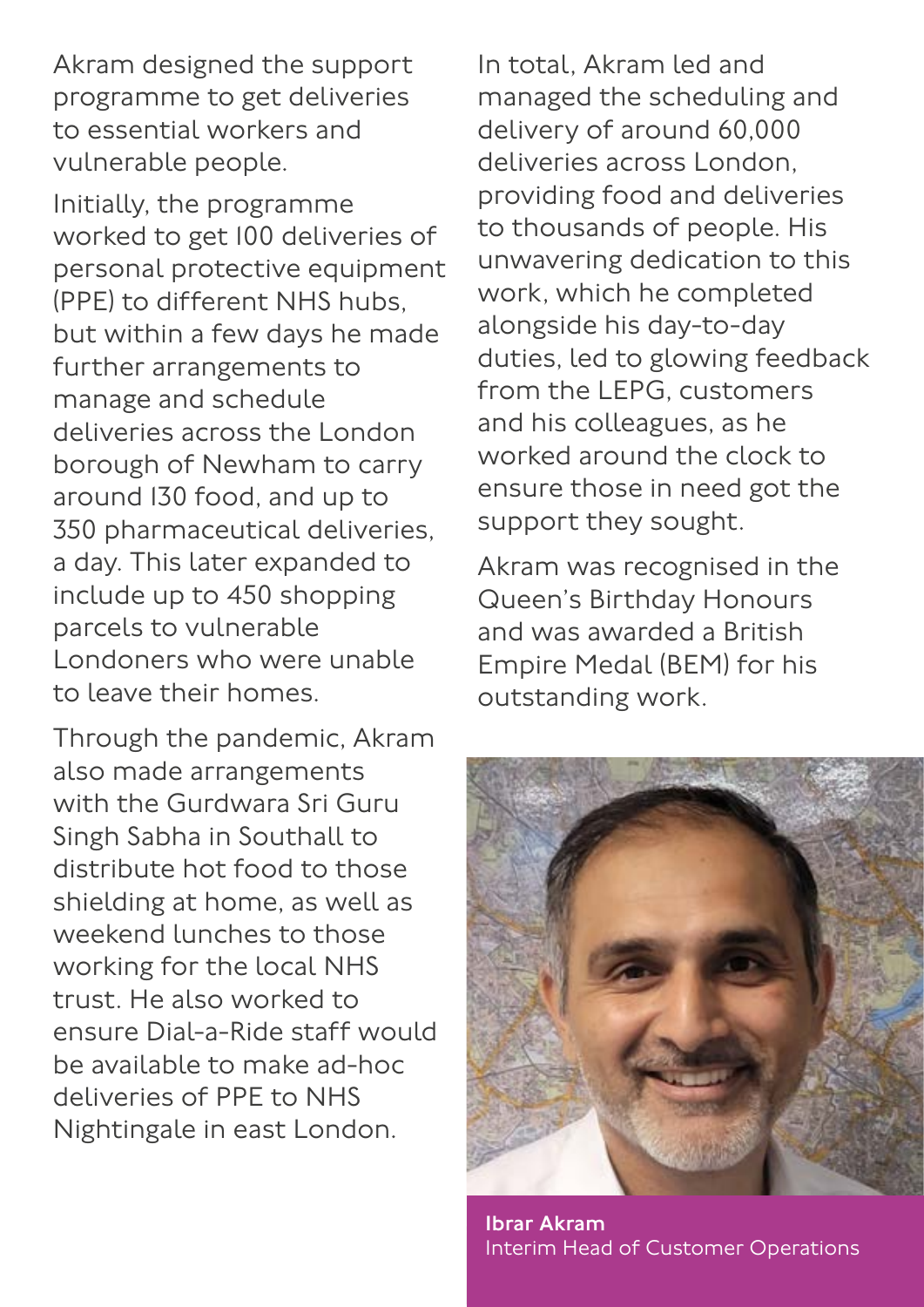Akram designed the support programme to get deliveries to essential workers and vulnerable people.

Initially, the programme worked to get 100 deliveries of personal protective equipment (PPE) to different NHS hubs, but within a few days he made further arrangements to manage and schedule deliveries across the London borough of Newham to carry around 130 food, and up to 350 pharmaceutical deliveries, a day. This later expanded to include up to 450 shopping parcels to vulnerable Londoners who were unable to leave their homes.

Through the pandemic, Akram also made arrangements with the Gurdwara Sri Guru Singh Sabha in Southall to distribute hot food to those shielding at home, as well as weekend lunches to those working for the local NHS trust. He also worked to ensure Dial-a-Ride staff would be available to make ad-hoc deliveries of PPE to NHS Nightingale in east London.

In total, Akram led and managed the scheduling and delivery of around 60,000 deliveries across London, providing food and deliveries to thousands of people. His unwavering dedication to this work, which he completed alongside his day-to-day duties, led to glowing feedback from the LEPG, customers and his colleagues, as he worked around the clock to ensure those in need got the support they sought.

Akram was recognised in the Queen's Birthday Honours and was awarded a British Empire Medal (BEM) for his outstanding work.

**Ibrar Akram**
Interim Head of Customer Operations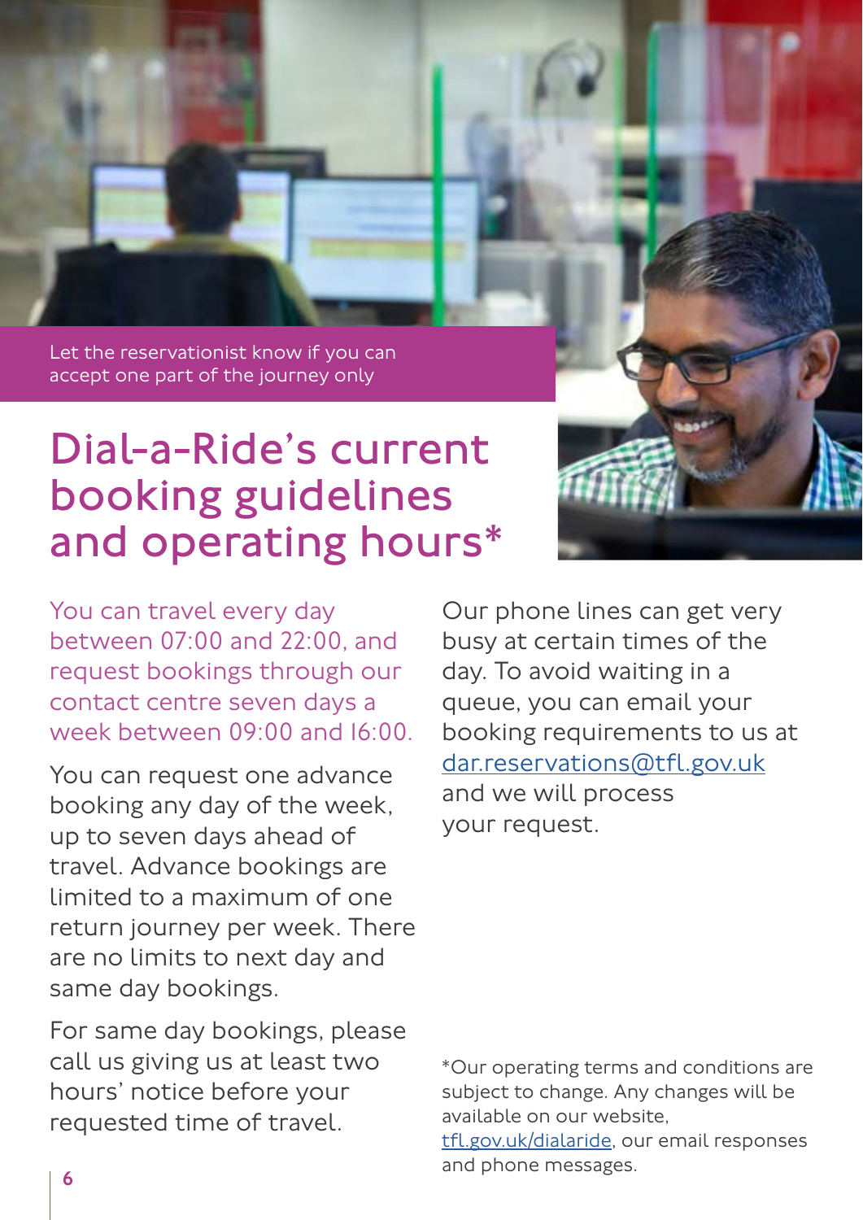Let the reservationist know if you can accept one part of the journey only

# Dial-a-Ride's current booking guidelines and operating hours*

You can travel every day between 07:00 and 22:00, and request bookings through our contact centre seven days a week between 09:00 and 16:00.

You can request one advance booking any day of the week, up to seven days ahead of travel. Advance bookings are limited to a maximum of one return journey per week. There are no limits to next day and same day bookings.

For same day bookings, please call us giving us at least two hours' notice before your requested time of travel.

Our phone lines can get very busy at certain times of the day. To avoid waiting in a queue, you can email your booking requirements to us at dar.reservations@tfl.gov.uk and we will process your request.

*Our operating terms and conditions are subject to change. Any changes will be available on our website, tfl.gov.uk/dialaride, our email responses and phone messages.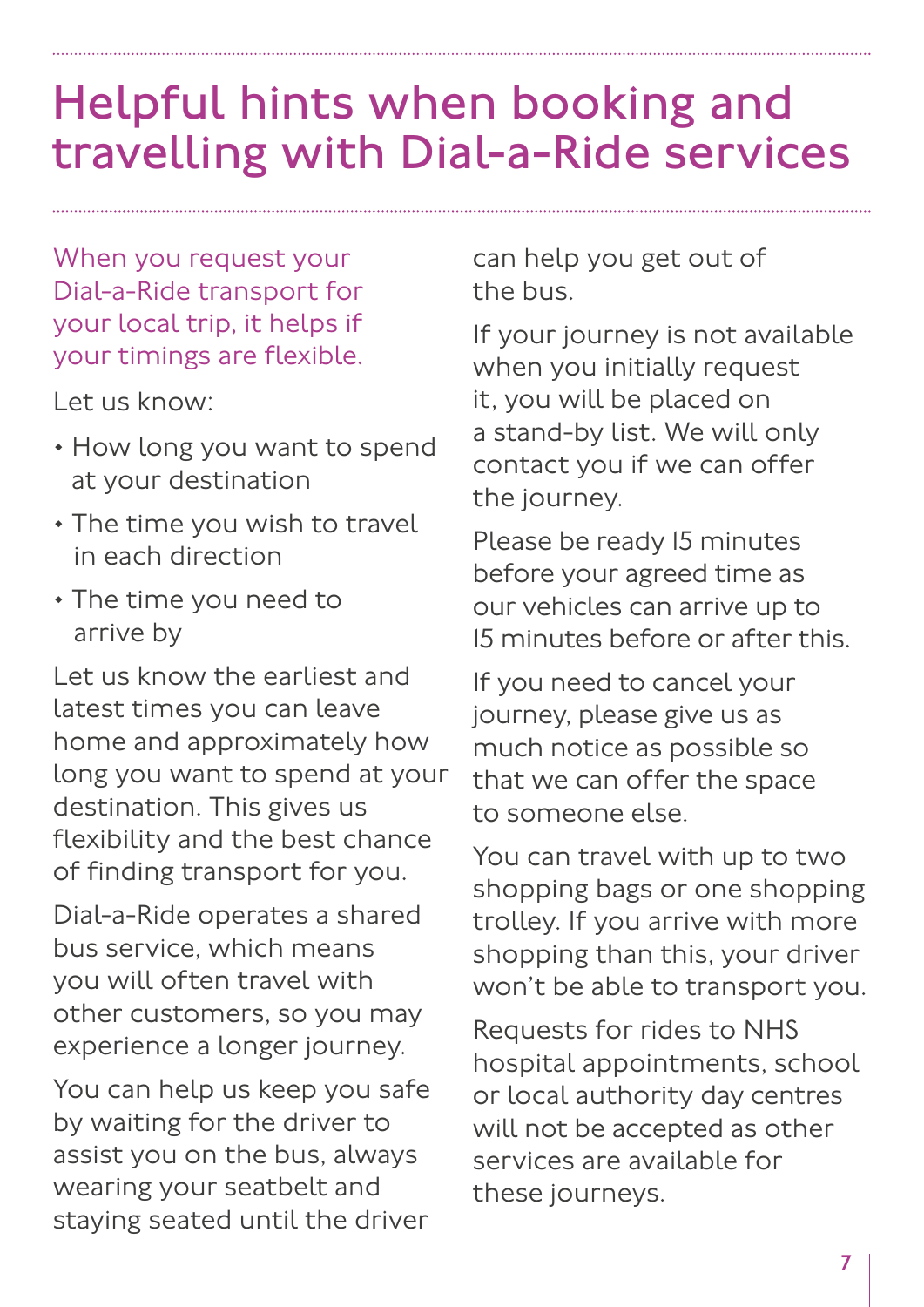# Helpful hints when booking and travelling with Dial-a-Ride services

When you request your Dial-a-Ride transport for your local trip, it helps if your timings are flexible.

Let us know:

- How long you want to spend at your destination
- The time you wish to travel in each direction
- The time you need to arrive by

Let us know the earliest and latest times you can leave home and approximately how long you want to spend at your destination. This gives us flexibility and the best chance of finding transport for you.

Dial-a-Ride operates a shared bus service, which means you will often travel with other customers, so you may experience a longer journey.

You can help us keep you safe by waiting for the driver to assist you on the bus, always wearing your seatbelt and staying seated until the driver can help you get out of the bus.

If your journey is not available when you initially request it, you will be placed on a stand-by list. We will only contact you if we can offer the journey.

Please be ready 15 minutes before your agreed time as our vehicles can arrive up to 15 minutes before or after this.

If you need to cancel your journey, please give us as much notice as possible so that we can offer the space to someone else.

You can travel with up to two shopping bags or one shopping trolley. If you arrive with more shopping than this, your driver won't be able to transport you.

Requests for rides to NHS hospital appointments, school or local authority day centres will not be accepted as other services are available for these journeys.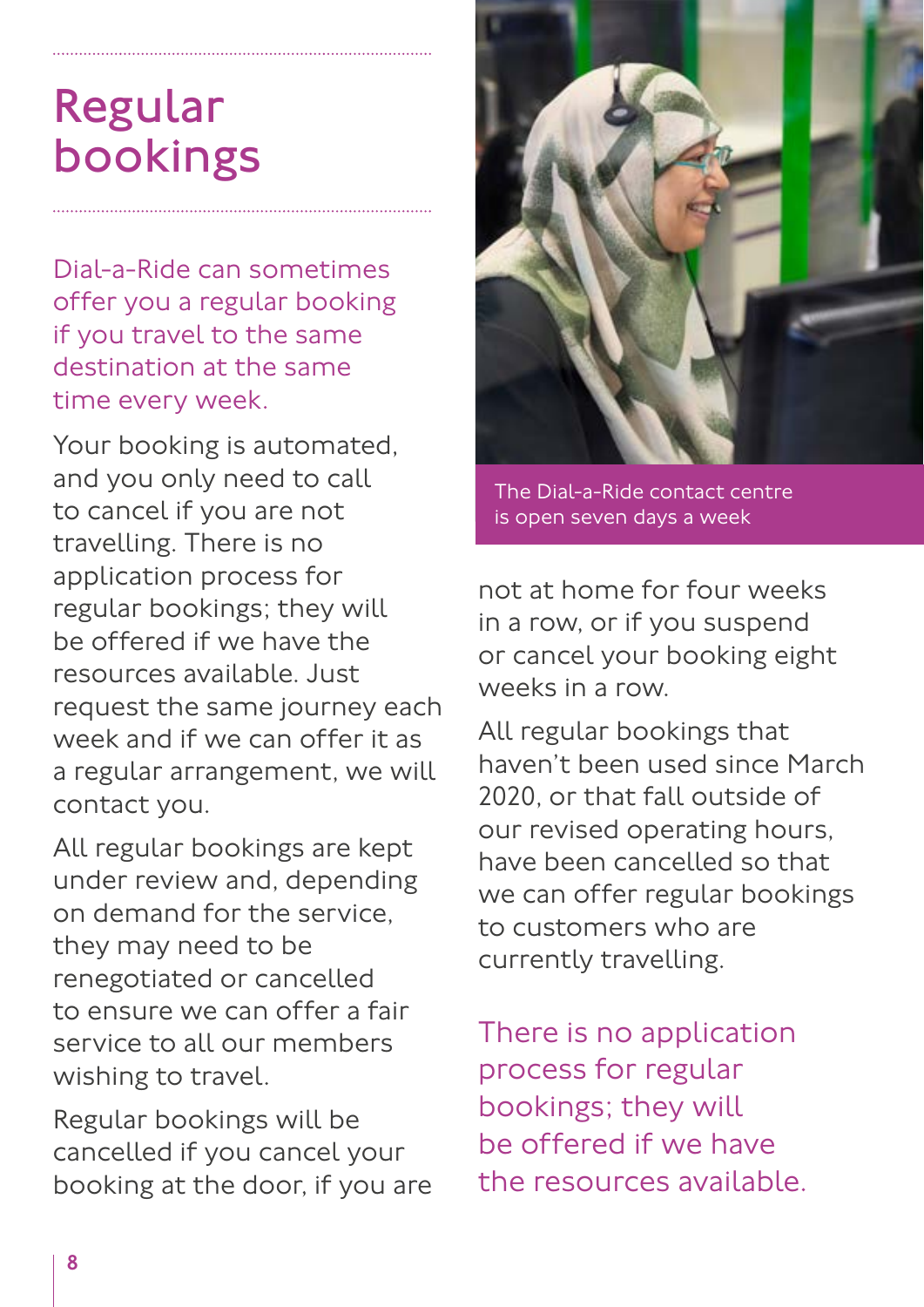# Regular bookings

Dial-a-Ride can sometimes offer you a regular booking if you travel to the same destination at the same time every week.

Your booking is automated, and you only need to call to cancel if you are not travelling. There is no application process for regular bookings; they will be offered if we have the resources available. Just request the same journey each week and if we can offer it as a regular arrangement, we will contact you.

All regular bookings are kept under review and, depending on demand for the service, they may need to be renegotiated or cancelled to ensure we can offer a fair service to all our members wishing to travel.

Regular bookings will be cancelled if you cancel your booking at the door, if you are not at home for four weeks in a row, or if you suspend or cancel your booking eight weeks in a row.

All regular bookings that haven't been used since March 2020, or that fall outside of our revised operating hours, have been cancelled so that we can offer regular bookings to customers who are currently travelling.

The Dial-a-Ride contact centre is open seven days a week

There is no application process for regular bookings; they will be offered if we have the resources available.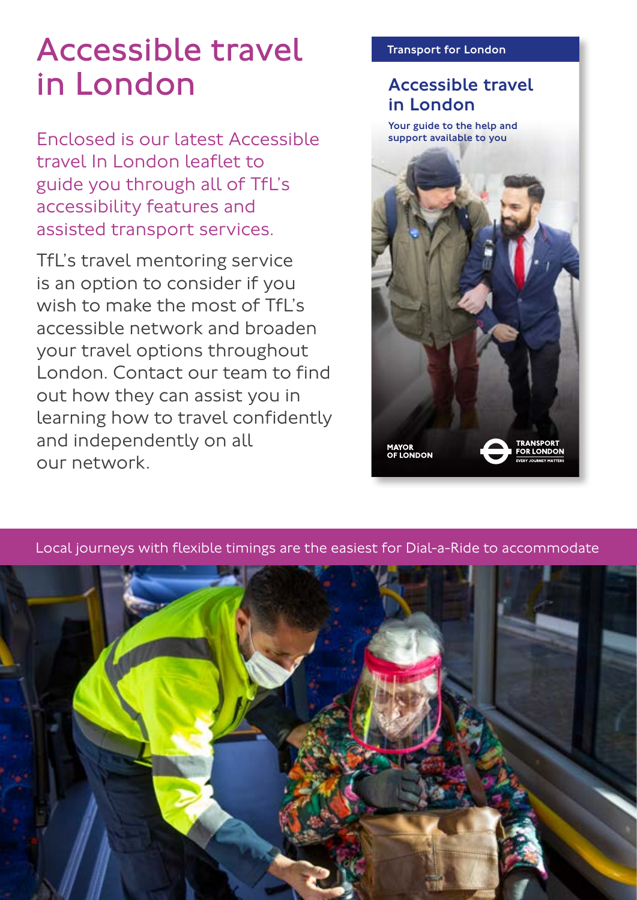# Accessible travel in London

Enclosed is our latest Accessible travel In London leaflet to guide you through all of TfL's accessibility features and assisted transport services.

TfL's travel mentoring service is an option to consider if you wish to make the most of TfL's accessible network and broaden your travel options throughout London. Contact our team to find out how they can assist you in learning how to travel confidently and independently on all our network.

Local journeys with flexible timings are the easiest for Dial-a-Ride to accommodate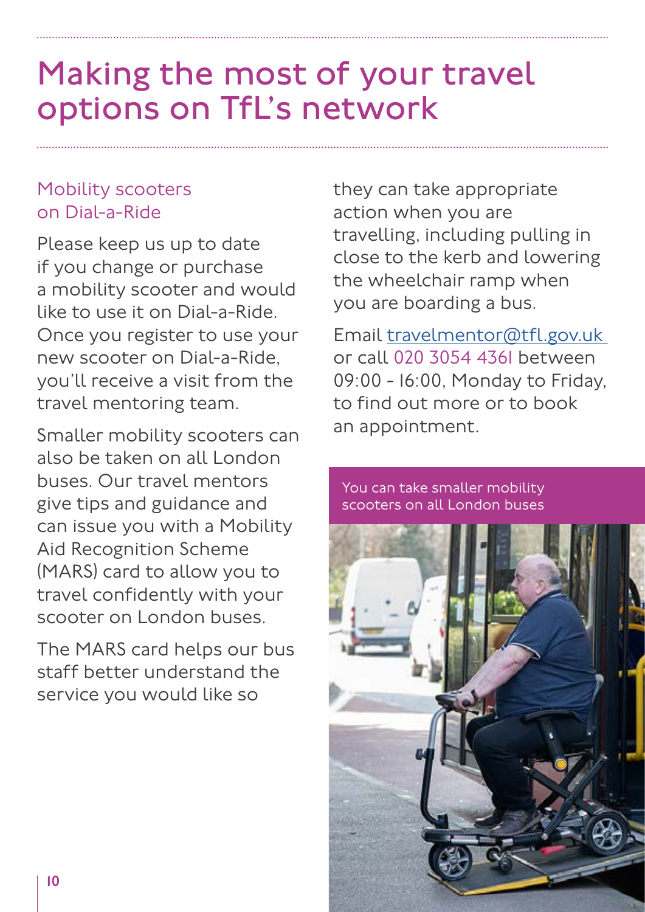# Making the most of your travel options on TfL's network

## Mobility scooters on Dial-a-Ride

Please keep us up to date if you change or purchase a mobility scooter and would like to use it on Dial-a-Ride. Once you register to use your new scooter on Dial-a-Ride, you'll receive a visit from the travel mentoring team.

Smaller mobility scooters can also be taken on all London buses. Our travel mentors give tips and guidance and can issue you with a Mobility Aid Recognition Scheme (MARS) card to allow you to travel confidently with your scooter on London buses.

The MARS card helps our bus staff better understand the service you would like so they can take appropriate action when you are travelling, including pulling in close to the kerb and lowering the wheelchair ramp when you are boarding a bus.

Email travelmentor@tfl.gov.uk or call 020 3054 4361 between 09:00 - 16:00, Monday to Friday, to find out more or to book an appointment.

You can take smaller mobility scooters on all London buses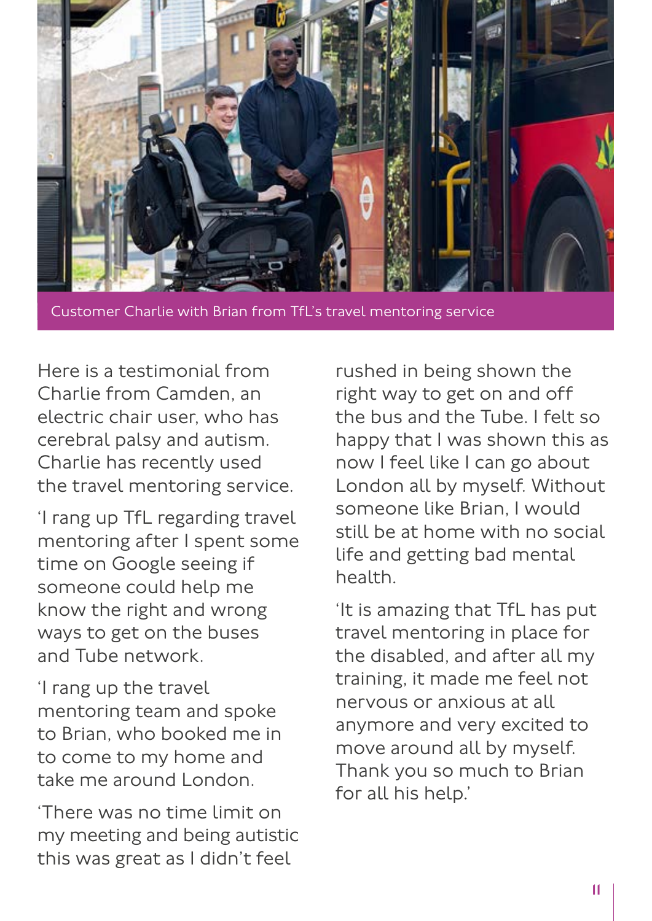Customer Charlie with Brian from TfL's travel mentoring service

Here is a testimonial from Charlie from Camden, an electric chair user, who has cerebral palsy and autism. Charlie has recently used the travel mentoring service.

'I rang up TfL regarding travel mentoring after I spent some time on Google seeing if someone could help me know the right and wrong ways to get on the buses and Tube network.

'I rang up the travel mentoring team and spoke to Brian, who booked me in to come to my home and take me around London.

'There was no time limit on my meeting and being autistic this was great as I didn't feel rushed in being shown the right way to get on and off the bus and the Tube. I felt so happy that I was shown this as now I feel like I can go about London all by myself. Without someone like Brian, I would still be at home with no social life and getting bad mental health.

'It is amazing that TfL has put travel mentoring in place for the disabled, and after all my training, it made me feel not nervous or anxious at all anymore and very excited to move around all by myself. Thank you so much to Brian for all his help.'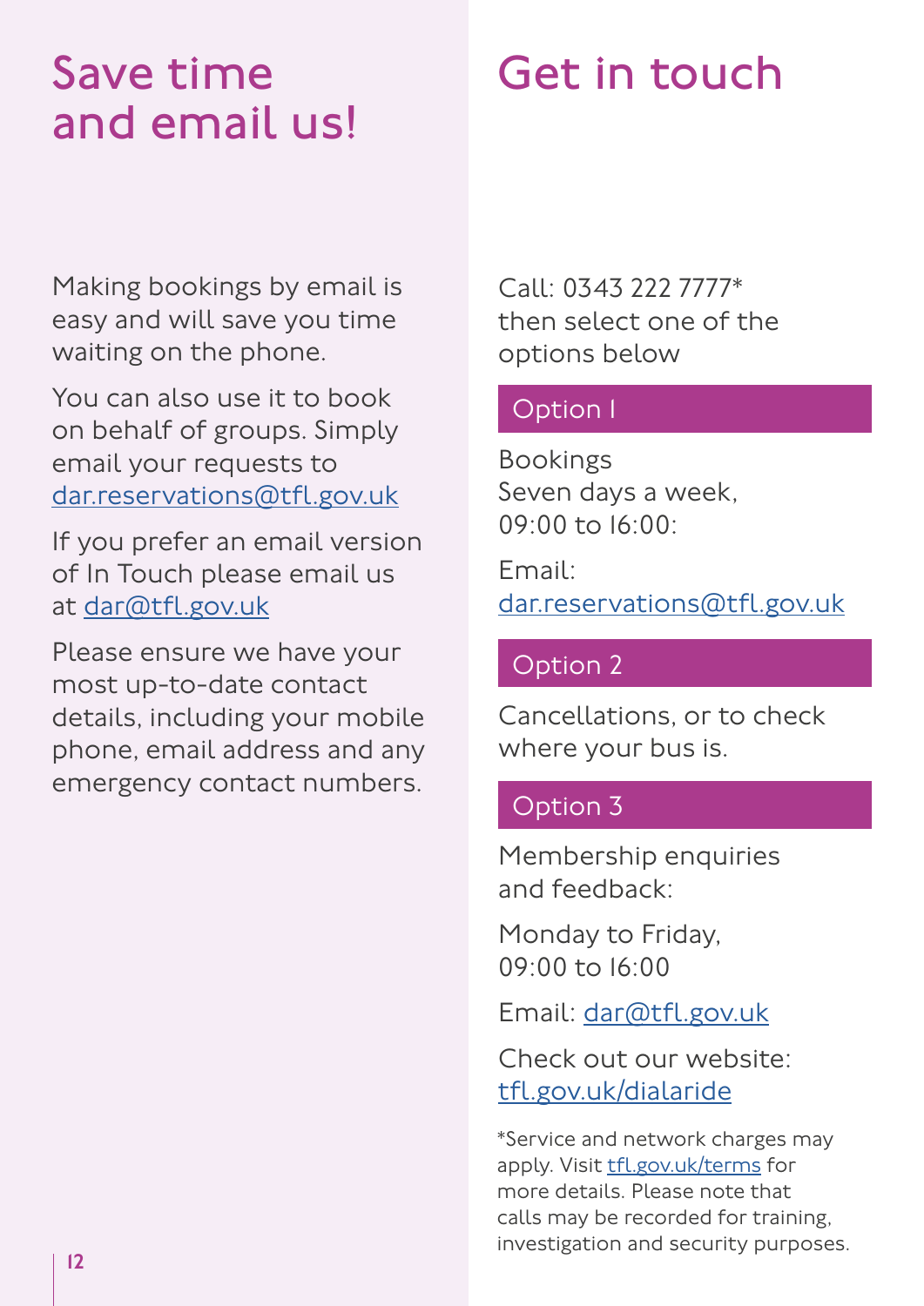# Save time and email us!

Making bookings by email is easy and will save you time waiting on the phone.

You can also use it to book on behalf of groups. Simply email your requests to dar.reservations@tfl.gov.uk

If you prefer an email version of In Touch please email us at dar@tfl.gov.uk

Please ensure we have your most up-to-date contact details, including your mobile phone, email address and any emergency contact numbers.

# Get in touch

Call: 0343 222 7777*
then select one of the options below

## Option 1

Bookings
Seven days a week,
09:00 to 16:00:

Email:
dar.reservations@tfl.gov.uk

## Option 2

Cancellations, or to check where your bus is.

## Option 3

Membership enquiries and feedback:

Monday to Friday,
09:00 to 16:00

Email: dar@tfl.gov.uk

Check out our website:
tfl.gov.uk/dialaride

*Service and network charges may apply. Visit tfl.gov.uk/terms for more details. Please note that calls may be recorded for training, investigation and security purposes.